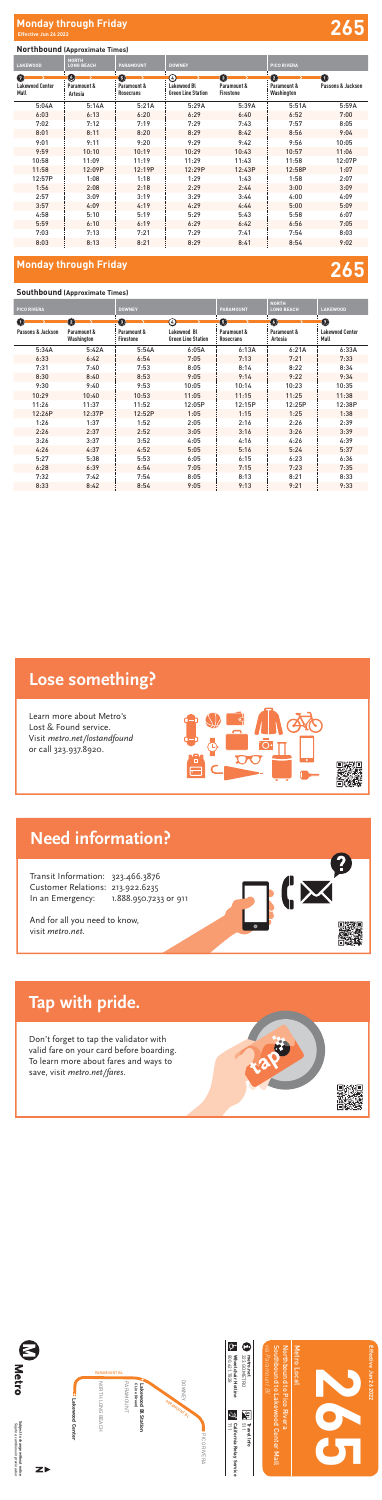# Monday through Friday

Effective Jun 26 2022

# 265

## Northbound (Approximate Times)

| LAKEWOOD | NORTH LONG BEACH | PARAMOUNT | DOWNEY | | PICO RIVERA | |
|---|---|---|---|---|---|---|
| 7 Lakewood Center Mall | 6 Paramount & Artesia | 5 Paramount & Rosecrans | 4 Lakewood Bl Green Line Station | 3 Paramount & Firestone | 2 Paramount & Washington | 1 Passons & Jackson |
| 5:04A | 5:14A | 5:21A | 5:29A | 5:39A | 5:51A | 5:59A |
| 6:03 | 6:13 | 6:20 | 6:29 | 6:40 | 6:52 | 7:00 |
| 7:02 | 7:12 | 7:19 | 7:29 | 7:43 | 7:57 | 8:05 |
| 8:01 | 8:11 | 8:20 | 8:29 | 8:42 | 8:56 | 9:04 |
| 9:01 | 9:11 | 9:20 | 9:29 | 9:42 | 9:56 | 10:05 |
| 9:59 | 10:10 | 10:19 | 10:29 | 10:43 | 10:57 | 11:06 |
| 10:58 | 11:09 | 11:19 | 11:29 | 11:43 | 11:58 | 12:07P |
| 11:58 | 12:09P | 12:19P | 12:29P | 12:43P | 12:58P | 1:07 |
| 12:57P | 1:08 | 1:18 | 1:29 | 1:43 | 1:58 | 2:07 |
| 1:56 | 2:08 | 2:18 | 2:29 | 2:44 | 3:00 | 3:09 |
| 2:57 | 3:09 | 3:19 | 3:29 | 3:44 | 4:00 | 4:09 |
| 3:57 | 4:09 | 4:19 | 4:29 | 4:44 | 5:00 | 5:09 |
| 4:58 | 5:10 | 5:19 | 5:29 | 5:43 | 5:58 | 6:07 |
| 5:59 | 6:10 | 6:19 | 6:29 | 6:42 | 6:56 | 7:05 |
| 7:03 | 7:13 | 7:21 | 7:29 | 7:41 | 7:54 | 8:03 |
| 8:03 | 8:13 | 8:21 | 8:29 | 8:41 | 8:54 | 9:02 |

# Monday through Friday

# 265

## Southbound (Approximate Times)

| PICO RIVERA | | DOWNEY | | PARAMOUNT | NORTH LONG BEACH | LAKEWOOD |
|---|---|---|---|---|---|---|
| 1 Passons & Jackson | 2 Paramount & Washington | 3 Paramount & Firestone | 4 Lakewood Bl Green Line Station | 5 Paramount & Rosecrans | 6 Paramount & Artesia | 7 Lakewood Center Mall |
| 5:36A | 5:42A | 5:54A | 6:05A | 6:13A | 6:21A | 6:33A |
| 6:33 | 6:42 | 6:54 | 7:05 | 7:13 | 7:21 | 7:33 |
| 7:31 | 7:40 | 7:53 | 8:05 | 8:14 | 8:22 | 8:34 |
| 8:30 | 8:40 | 8:53 | 9:05 | 9:14 | 9:22 | 9:34 |
| 9:30 | 9:40 | 9:53 | 10:05 | 10:14 | 10:23 | 10:35 |
| 10:29 | 10:40 | 10:53 | 11:05 | 11:15 | 11:25 | 11:38 |
| 11:26 | 11:37 | 11:52 | 12:05P | 12:15P | 12:25P | 12:38P |
| 12:26P | 12:37P | 12:52P | 1:05 | 1:15 | 1:25 | 1:38 |
| 1:26 | 1:37 | 1:52 | 2:05 | 2:16 | 2:26 | 2:39 |
| 2:26 | 2:37 | 2:52 | 3:05 | 3:16 | 3:26 | 3:39 |
| 3:26 | 3:37 | 3:52 | 4:05 | 4:16 | 4:26 | 4:39 |
| 4:26 | 4:37 | 4:52 | 5:05 | 5:16 | 5:26 | 5:37 |
| 5:27 | 5:38 | 5:53 | 6:05 | 6:15 | 6:23 | 6:36 |
| 6:28 | 6:39 | 6:54 | 7:05 | 7:15 | 7:23 | 7:35 |
| 7:32 | 7:42 | 7:54 | 8:05 | 8:13 | 8:21 | 8:33 |
| 8:33 | 8:42 | 8:54 | 9:05 | 9:13 | 9:21 | 9:33 |

## Lose something?

Learn more about Metro's Lost & Found service. Visit *metro.net/lostandfound* or call 323.937.8920.

## Need information?

Transit Information: 323.466.3876
Customer Relations: 213.922.6235
In an Emergency: 1.888.950.7233 or 911

And for all you need to know, visit *metro.net*.

## Tap with pride.

Don't forget to tap the validator with valid fare on your card before boarding. To learn more about fares and ways to save, visit *metro.net/fares*.

# 265

Effective Jun 26 2022

Metro Local

Northbound to Pico Rivera
Southbound to Lakewood Center Mall

Metro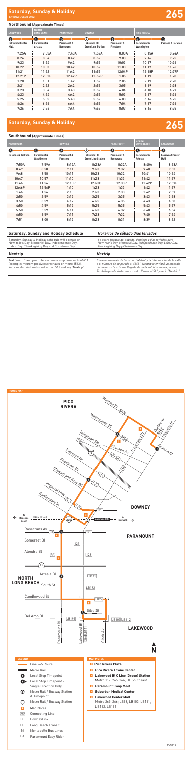# Saturday, Sunday & Holiday

**Effective Jun 26 2022**

# 265

## Northbound (Approximate Times)

| LAKEWOOD | NORTH LONG BEACH | PARAMOUNT | DOWNEY | | PICO RIVERA | |
|---|---|---|---|---|---|---|
| 9 | 8 | 7 | 6 | 5 | 4 | 3 |
| Lakewood Center Mall | Paramount & Artesia | Paramount & Rosecrans | Lakewood Bl Green Line Station | Paramount & Firestone | Paramount & Washington | Passons & Jackson |
| 7:25A | 7:35A | 7:43A | 7:52A | 8:03A | 8:15A | 8:24A |
| 8:24 | 8:34 | 8:42 | 8:52 | 9:03 | 9:16 | 9:25 |
| 9:23 | 9:34 | 9:42 | 9:52 | 10:03 | 10:17 | 10:26 |
| 10:22 | 10:33 | 10:42 | 10:52 | 11:03 | 11:17 | 11:26 |
| 11:21 | 11:32 | 11:42 | 11:52 | 12:04P | 12:18P | 12:27P |
| 12:21P | 12:32P | 12:42P | 12:52P | 1:05 | 1:19 | 1:28 |
| 1:20 | 1:31 | 1:42 | 1:52 | 2:05 | 2:19 | 2:28 |
| 2:21 | 2:32 | 2:42 | 2:52 | 3:05 | 3:19 | 3:28 |
| 3:23 | 3:34 | 3:43 | 3:52 | 4:04 | 4:18 | 4:27 |
| 4:23 | 4:34 | 4:42 | 4:52 | 5:03 | 5:17 | 5:26 |
| 5:25 | 5:35 | 5:43 | 5:52 | 6:03 | 6:16 | 6:25 |
| 6:26 | 6:36 | 6:44 | 6:52 | 7:04 | 7:17 | 7:26 |
| 7:26 | 7:36 | 7:44 | 7:52 | 8:03 | 8:16 | 8:25 |

# Saturday, Sunday & Holiday

# 265

## Southbound (Approximate Times)

| PICO RIVERA | | DOWNEY | | PARAMOUNT | NORTH LONG BEACH | LAKEWOOD |
|---|---|---|---|---|---|---|
| 1 | 2 | 3 | 4 | 5 | 6 | 7 |
| Passons & Jackson | Paramount & Washington | Paramount & Firestone | Lakewood Bl Green Line Station | Paramount & Rosecrans | Paramount & Artesia | Lakewood Center Mall |
| 7:50A | 7:59A | 8:12A | 8:23A | 8:32A | 8:40A | 8:53A |
| 8:49 | 8:58 | 9:11 | 9:23 | 9:32 | 9:40 | 9:53 |
| 9:48 | 9:58 | 10:11 | 10:23 | 10:32 | 10:41 | 10:54 |
| 10:47 | 10:57 | 11:10 | 11:23 | 11:33 | 11:42 | 11:57 |
| 11:46 | 11:56 | 12:10P | 12:23P | 12:33P | 12:42P | 12:57P |
| 12:46P | 12:56P | 1:10 | 1:23 | 1:33 | 1:42 | 1:57 |
| 1:46 | 1:56 | 2:10 | 2:23 | 2:33 | 2:42 | 2:57 |
| 2:50 | 2:59 | 3:12 | 3:25 | 3:35 | 3:43 | 3:58 |
| 3:50 | 3:59 | 4:12 | 4:25 | 4:35 | 4:43 | 4:58 |
| 4:50 | 4:59 | 5:12 | 5:25 | 5:35 | 5:43 | 5:57 |
| 5:50 | 5:59 | 6:11 | 6:23 | 6:32 | 6:40 | 6:54 |
| 6:50 | 6:59 | 7:11 | 7:23 | 7:32 | 7:40 | 7:54 |
| 7:51 | 8:00 | 8:12 | 8:23 | 8:31 | 8:39 | 8:52 |

### Saturday, Sunday and Holiday Schedule

Saturday, Sunday & Holiday schedule will operate on New Year's Day, Memorial Day, Independence Day, Labor Day, Thanksgiving Day and Christmas Day.

### *Horarios de sábado días feriados*

*Se usara horario del sabado, domingo y días feriados para New Year's Day, Memorial Day, Independence Day, Labor Day, Thanksgiving Day y Christmas Day.*

### Nextrip

Text "metro" and your intersection or stop number to 41411 (example: metro vignes&cesarechavez or metro 1563). You can also visit metro.net or call 511 and say "Nextrip".

### *Nextrip*

*Envíe un mensaje de texto con "Metro" y la intersección de la calle o el número de su parada al 41411. Nextrip le enviará un mensaje de texto con la próxima llegada de cada autobús en esa parada. También puede visitar metro.net o llamar al 511 y decir "Nextrip".*

## ROUTE MAP

PICO RIVERA

Whittier Bl, Washington Bl, Telegraph Rd, Slauson Av, Rosemead Bl, Florence Av, Firestone Bl, Stewart and Gray Rd, Imperial Hwy, Gardendale St, Rosecrans Av, Somerset Bl, Alondra Bl, Artesia Bl, South St, Candlewood St, Del Amo Bl, Silva St, Paramount Bl, Lakewood Bl, Clark Av, Durfee Av, Passons Bl, Jackson St

To Redondo Beach — C Line (Green) — Lakewood Bl — To Norwalk

DOWNEY

PARAMOUNT

NORTH LONG BEACH

LAKEWOOD

N

### LEGEND

- Line 265 Route
- Metro Rail
- Local Stop Timepoint
- Local Stop Timepoint - Single Direction Only
- Metro Rail / Busway Station & Timepoint
- Metro Rail / Busway Station
- Map Notes
- Connecting Line
- DL DowneyLink
- LB Long Beach Transit
- M Montebello Bus Lines
- PA Paramount Easy Rider

### MAP NOTES

1. Pico Rivera Plaza
2. Pico Rivera Towne Center
3. Lakewood Bl C Line (Green) Station — Metro 117, 265, 266; DL Southeast
4. Paramount Swap Meet
5. Suburban Medical Center
6. Lakewood Center Mall — Metro 265, 266; LB93, LB103, LB111, LB112, LB191

151019